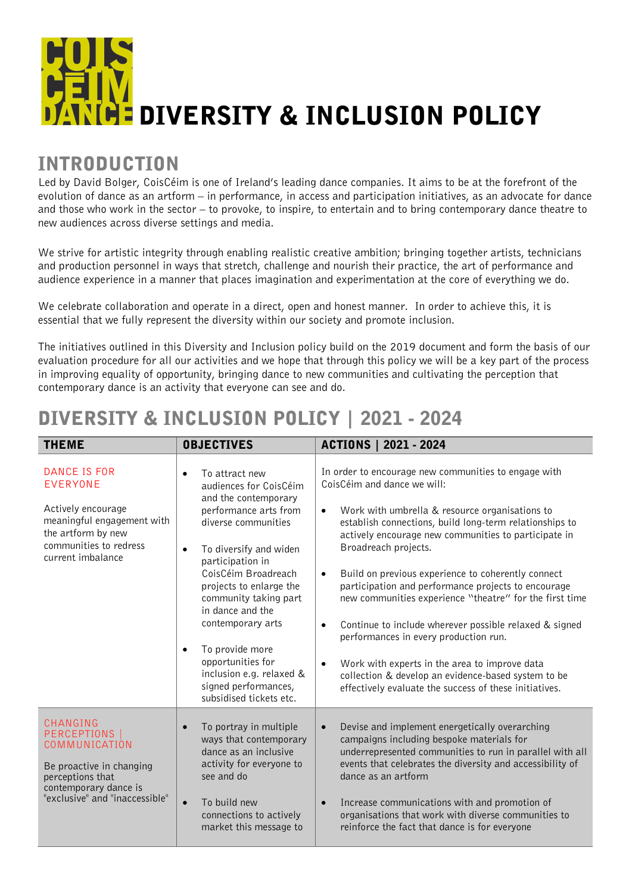# COIS CÉIM DANCE DIVERSITY & INCLUSION POLICY

## INTRODUCTION

Led by David Bolger, CoisCéim is one of Ireland's leading dance companies. It aims to be at the forefront of the evolution of dance as an artform – in performance, in access and participation initiatives, as an advocate for dance and those who work in the sector – to provoke, to inspire, to entertain and to bring contemporary dance theatre to new audiences across diverse settings and media.

We strive for artistic integrity through enabling realistic creative ambition; bringing together artists, technicians and production personnel in ways that stretch, challenge and nourish their practice, the art of performance and audience experience in a manner that places imagination and experimentation at the core of everything we do.

We celebrate collaboration and operate in a direct, open and honest manner. In order to achieve this, it is essential that we fully represent the diversity within our society and promote inclusion.

The initiatives outlined in this Diversity and Inclusion policy build on the 2019 document and form the basis of our evaluation procedure for all our activities and we hope that through this policy we will be a key part of the process in improving equality of opportunity, bringing dance to new communities and cultivating the perception that contemporary dance is an activity that everyone can see and do.

## DIVERSITY & INCLUSION POLICY | 2021 - 2024

| THEME | OBJECTIVES | ACTIONS \| 2021 - 2024 |
|---|---|---|
| DANCE IS FOR EVERYONE<br><br>Actively encourage meaningful engagement with the artform by new communities to redress current imbalance | • To attract new audiences for CoisCéim and the contemporary performance arts from diverse communities<br><br>• To diversify and widen participation in CoisCéim Broadreach projects to enlarge the community taking part in dance and the contemporary arts<br><br>• To provide more opportunities for inclusion e.g. relaxed & signed performances, subsidised tickets etc. | In order to encourage new communities to engage with CoisCéim and dance we will:<br><br>• Work with umbrella & resource organisations to establish connections, build long-term relationships to actively encourage new communities to participate in Broadreach projects.<br><br>• Build on previous experience to coherently connect participation and performance projects to encourage new communities experience "theatre" for the first time<br><br>• Continue to include wherever possible relaxed & signed performances in every production run.<br><br>• Work with experts in the area to improve data collection & develop an evidence-based system to be effectively evaluate the success of these initiatives. |
| CHANGING PERCEPTIONS \| COMMUNICATION<br><br>Be proactive in changing perceptions that contemporary dance is "exclusive" and "inaccessible" | • To portray in multiple ways that contemporary dance as an inclusive activity for everyone to see and do<br><br>• To build new connections to actively market this message to | • Devise and implement energetically overarching campaigns including bespoke materials for underrepresented communities to run in parallel with all events that celebrates the diversity and accessibility of dance as an artform<br><br>• Increase communications with and promotion of organisations that work with diverse communities to reinforce the fact that dance is for everyone |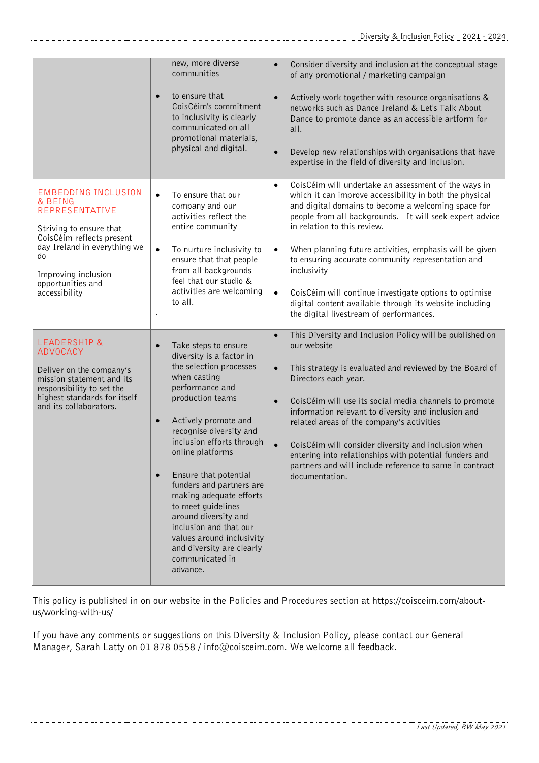| | | |
|---|---|---|
| | new, more diverse communities<br><br>• to ensure that CoisCéim's commitment to inclusivity is clearly communicated on all promotional materials, physical and digital. | • Consider diversity and inclusion at the conceptual stage of any promotional / marketing campaign<br><br>• Actively work together with resource organisations & networks such as Dance Ireland & Let's Talk About Dance to promote dance as an accessible artform for all.<br><br>• Develop new relationships with organisations that have expertise in the field of diversity and inclusion. |
| EMBEDDING INCLUSION & BEING REPRESENTATIVE<br><br>Striving to ensure that CoisCéim reflects present day Ireland in everything we do<br><br>Improving inclusion opportunities and accessibility | • To ensure that our company and our activities reflect the entire community<br><br>• To nurture inclusivity to ensure that that people from all backgrounds feel that our studio & activities are welcoming to all.<br><br>. | • CoisCéim will undertake an assessment of the ways in which it can improve accessibility in both the physical and digital domains to become a welcoming space for people from all backgrounds. It will seek expert advice in relation to this review.<br><br>• When planning future activities, emphasis will be given to ensuring accurate community representation and inclusivity<br><br>• CoisCéim will continue investigate options to optimise digital content available through its website including the digital livestream of performances. |
| LEADERSHIP & ADVOCACY<br><br>Deliver on the company's mission statement and its responsibility to set the highest standards for itself and its collaborators. | • Take steps to ensure diversity is a factor in the selection processes when casting performance and production teams<br><br>• Actively promote and recognise diversity and inclusion efforts through online platforms<br><br>• Ensure that potential funders and partners are making adequate efforts to meet guidelines around diversity and inclusion and that our values around inclusivity and diversity are clearly communicated in advance. | • This Diversity and Inclusion Policy will be published on our website<br><br>• This strategy is evaluated and reviewed by the Board of Directors each year.<br><br>• CoisCéim will use its social media channels to promote information relevant to diversity and inclusion and related areas of the company's activities<br><br>• CoisCéim will consider diversity and inclusion when entering into relationships with potential funders and partners and will include reference to same in contract documentation. |

This policy is published in on our website in the Policies and Procedures section at https://coisceim.com/about-us/working-with-us/

If you have any comments or suggestions on this Diversity & Inclusion Policy, please contact our General Manager, Sarah Latty on 01 878 0558 / info@coisceim.com. We welcome all feedback.

*Last Updated, BW May 2021*